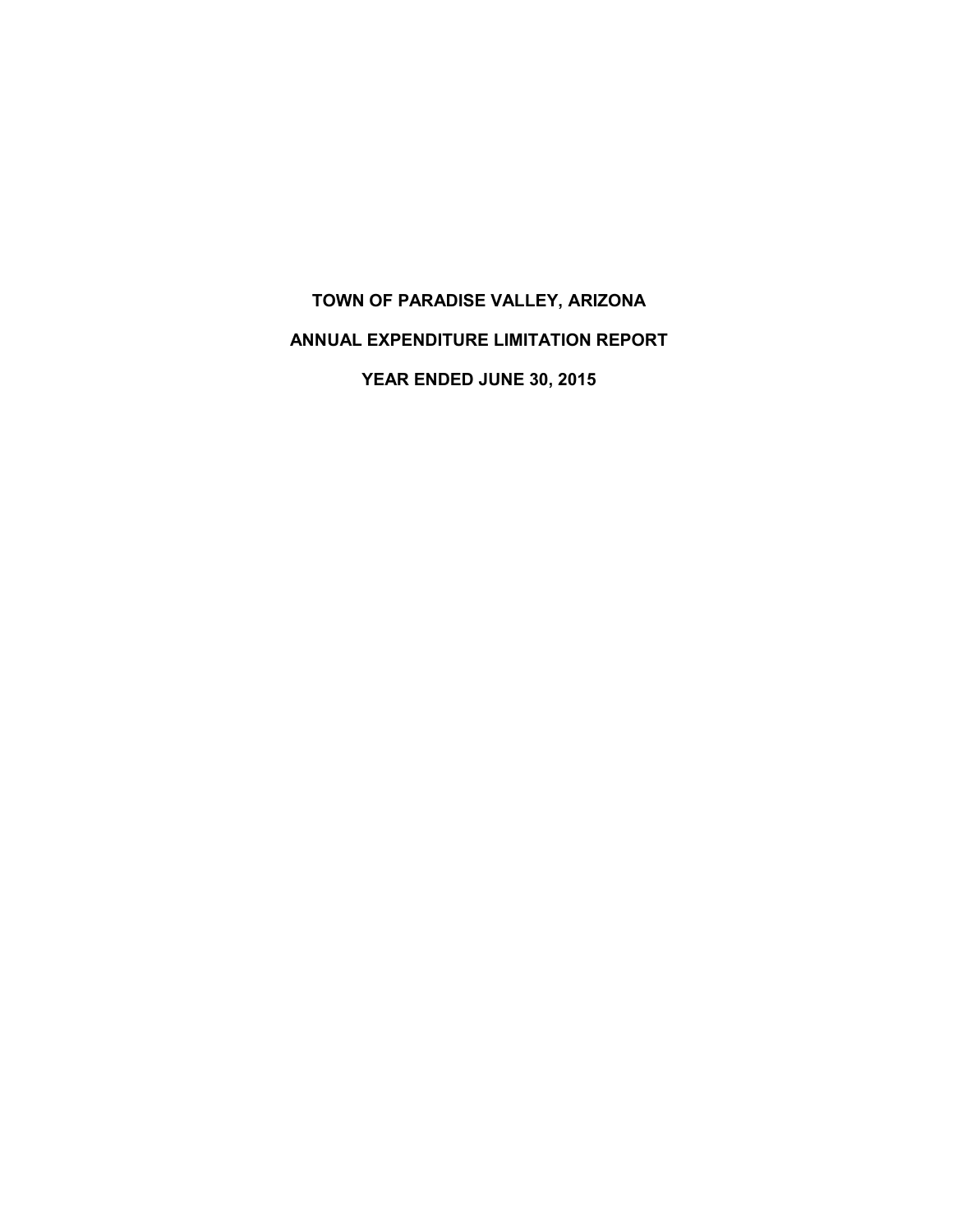# TOWN OF PARADISE VALLEY, ARIZONA

## ANNUAL EXPENDITURE LIMITATION REPORT

## YEAR ENDED JUNE 30, 2015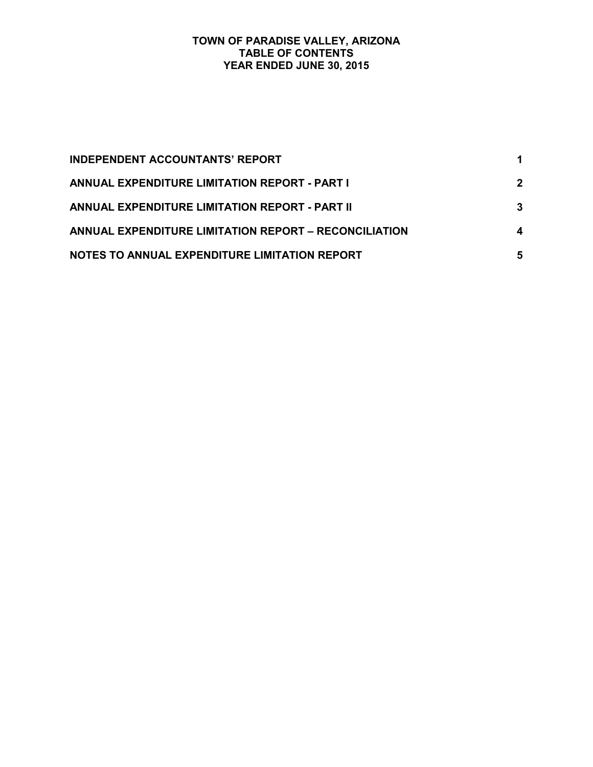# TOWN OF PARADISE VALLEY, ARIZONA
## TABLE OF CONTENTS
### YEAR ENDED JUNE 30, 2015

| | |
|---|---|
| **INDEPENDENT ACCOUNTANTS' REPORT** | **1** |
| **ANNUAL EXPENDITURE LIMITATION REPORT - PART I** | **2** |
| **ANNUAL EXPENDITURE LIMITATION REPORT - PART II** | **3** |
| **ANNUAL EXPENDITURE LIMITATION REPORT – RECONCILIATION** | **4** |
| **NOTES TO ANNUAL EXPENDITURE LIMITATION REPORT** | **5** |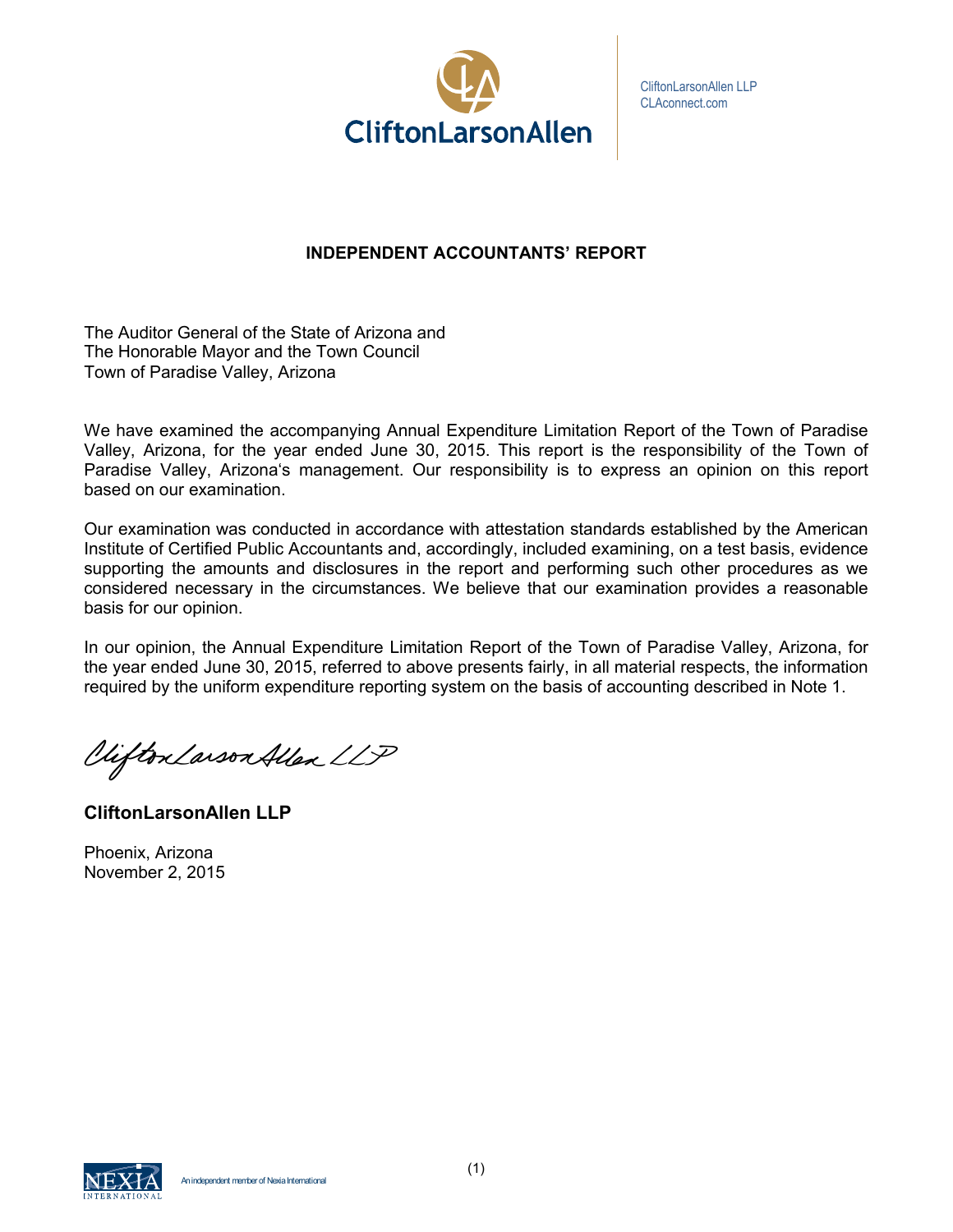CliftonLarsonAllen

CliftonLarsonAllen LLP
CLAconnect.com

## INDEPENDENT ACCOUNTANTS' REPORT

The Auditor General of the State of Arizona and
The Honorable Mayor and the Town Council
Town of Paradise Valley, Arizona

We have examined the accompanying Annual Expenditure Limitation Report of the Town of Paradise Valley, Arizona, for the year ended June 30, 2015. This report is the responsibility of the Town of Paradise Valley, Arizona's management. Our responsibility is to express an opinion on this report based on our examination.

Our examination was conducted in accordance with attestation standards established by the American Institute of Certified Public Accountants and, accordingly, included examining, on a test basis, evidence supporting the amounts and disclosures in the report and performing such other procedures as we considered necessary in the circumstances. We believe that our examination provides a reasonable basis for our opinion.

In our opinion, the Annual Expenditure Limitation Report of the Town of Paradise Valley, Arizona, for the year ended June 30, 2015, referred to above presents fairly, in all material respects, the information required by the uniform expenditure reporting system on the basis of accounting described in Note 1.

CliftonLarsonAllen LLP

**CliftonLarsonAllen LLP**

Phoenix, Arizona
November 2, 2015

An independent member of Nexia International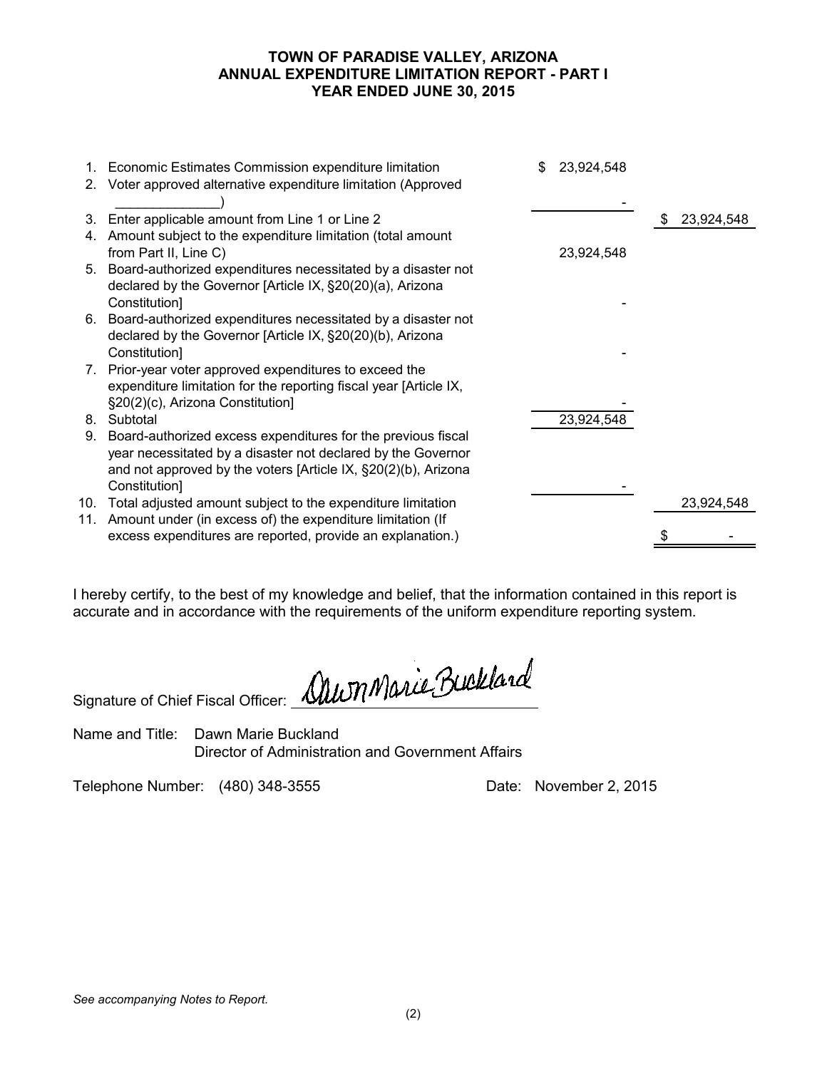# TOWN OF PARADISE VALLEY, ARIZONA
## ANNUAL EXPENDITURE LIMITATION REPORT - PART I
## YEAR ENDED JUNE 30, 2015

| | | | |
|---|---|---|---|
| 1. | Economic Estimates Commission expenditure limitation | $ 23,924,548 | |
| 2. | Voter approved alternative expenditure limitation (Approved ______________) | - | |
| 3. | Enter applicable amount from Line 1 or Line 2 | | $ 23,924,548 |
| 4. | Amount subject to the expenditure limitation (total amount from Part II, Line C) | 23,924,548 | |
| 5. | Board-authorized expenditures necessitated by a disaster not declared by the Governor [Article IX, §20(20)(a), Arizona Constitution] | - | |
| 6. | Board-authorized expenditures necessitated by a disaster not declared by the Governor [Article IX, §20(20)(b), Arizona Constitution] | - | |
| 7. | Prior-year voter approved expenditures to exceed the expenditure limitation for the reporting fiscal year [Article IX, §20(2)(c), Arizona Constitution] | - | |
| 8. | Subtotal | 23,924,548 | |
| 9. | Board-authorized excess expenditures for the previous fiscal year necessitated by a disaster not declared by the Governor and not approved by the voters [Article IX, §20(2)(b), Arizona Constitution] | - | |
| 10. | Total adjusted amount subject to the expenditure limitation | | 23,924,548 |
| 11. | Amount under (in excess of) the expenditure limitation (If excess expenditures are reported, provide an explanation.) | | $ - |

I hereby certify, to the best of my knowledge and belief, that the information contained in this report is accurate and in accordance with the requirements of the uniform expenditure reporting system.

Signature of Chief Fiscal Officer: Dawn Marie Buckland

Name and Title: Dawn Marie Buckland
Director of Administration and Government Affairs

Telephone Number: (480) 348-3555 Date: November 2, 2015

*See accompanying Notes to Report.*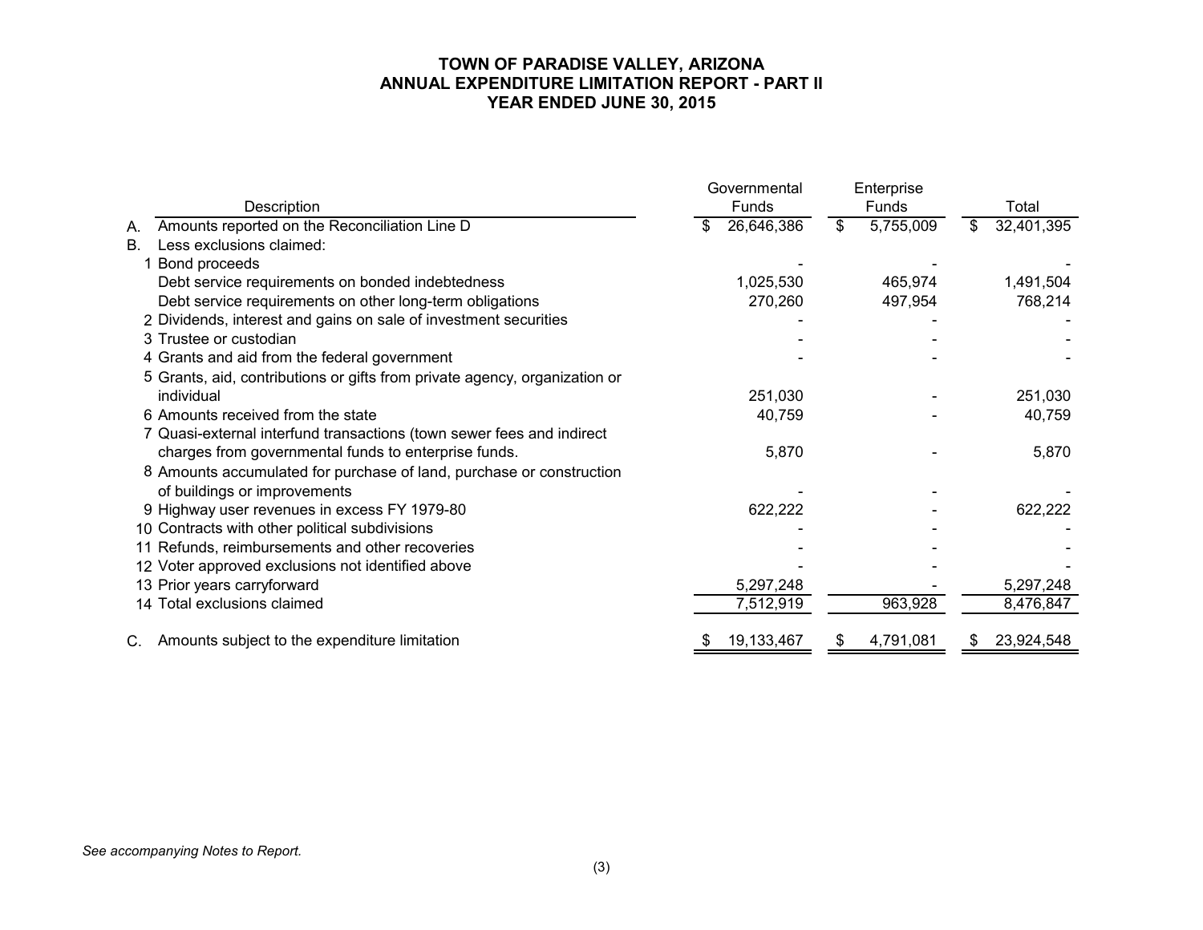# TOWN OF PARADISE VALLEY, ARIZONA
## ANNUAL EXPENDITURE LIMITATION REPORT - PART II
### YEAR ENDED JUNE 30, 2015

| | Description | Governmental Funds | Enterprise Funds | Total |
|---|---|---|---|---|
| A. | Amounts reported on the Reconciliation Line D | $ 26,646,386 | $ 5,755,009 | $ 32,401,395 |
| B. | Less exclusions claimed: | | | |
| 1 | Bond proceeds | - | - | - |
| | Debt service requirements on bonded indebtedness | 1,025,530 | 465,974 | 1,491,504 |
| | Debt service requirements on other long-term obligations | 270,260 | 497,954 | 768,214 |
| 2 | Dividends, interest and gains on sale of investment securities | - | - | - |
| 3 | Trustee or custodian | - | - | - |
| 4 | Grants and aid from the federal government | - | - | - |
| 5 | Grants, aid, contributions or gifts from private agency, organization or individual | 251,030 | - | 251,030 |
| 6 | Amounts received from the state | 40,759 | - | 40,759 |
| 7 | Quasi-external interfund transactions (town sewer fees and indirect charges from governmental funds to enterprise funds. | 5,870 | - | 5,870 |
| 8 | Amounts accumulated for purchase of land, purchase or construction of buildings or improvements | - | - | - |
| 9 | Highway user revenues in excess FY 1979-80 | 622,222 | - | 622,222 |
| 10 | Contracts with other political subdivisions | - | - | - |
| 11 | Refunds, reimbursements and other recoveries | - | - | - |
| 12 | Voter approved exclusions not identified above | - | - | - |
| 13 | Prior years carryforward | 5,297,248 | - | 5,297,248 |
| 14 | Total exclusions claimed | 7,512,919 | 963,928 | 8,476,847 |
| C. | Amounts subject to the expenditure limitation | $ 19,133,467 | $ 4,791,081 | $ 23,924,548 |

*See accompanying Notes to Report.*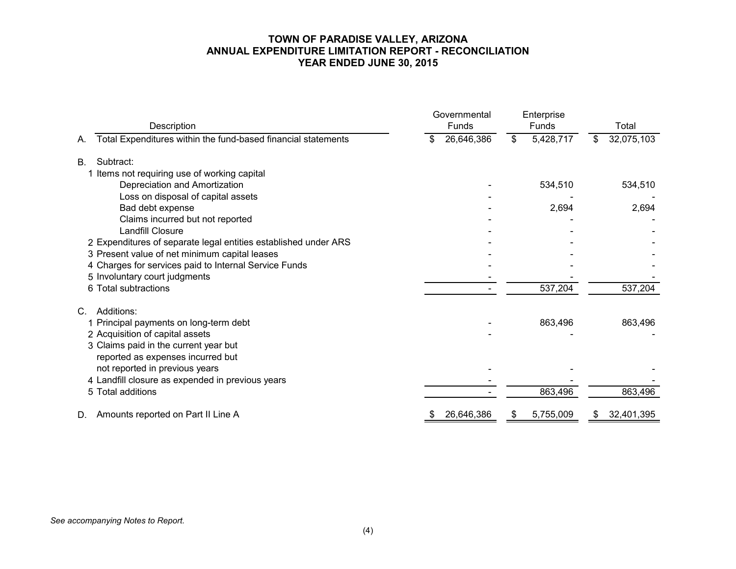# TOWN OF PARADISE VALLEY, ARIZONA
## ANNUAL EXPENDITURE LIMITATION REPORT - RECONCILIATION
## YEAR ENDED JUNE 30, 2015

| | Description | Governmental Funds | Enterprise Funds | Total |
|---|---|---|---|---|
| A. | Total Expenditures within the fund-based financial statements | $ 26,646,386 | $ 5,428,717 | $ 32,075,103 |
| B. | Subtract: | | | |
| | 1 Items not requiring use of working capital | | | |
| | Depreciation and Amortization | - | 534,510 | 534,510 |
| | Loss on disposal of capital assets | - | - | - |
| | Bad debt expense | - | 2,694 | 2,694 |
| | Claims incurred but not reported | - | - | - |
| | Landfill Closure | - | - | - |
| | 2 Expenditures of separate legal entities established under ARS | - | - | - |
| | 3 Present value of net minimum capital leases | - | - | - |
| | 4 Charges for services paid to Internal Service Funds | - | - | - |
| | 5 Involuntary court judgments | - | - | - |
| | 6 Total subtractions | - | 537,204 | 537,204 |
| C. | Additions: | | | |
| | 1 Principal payments on long-term debt | - | 863,496 | 863,496 |
| | 2 Acquisition of capital assets | - | - | - |
| | 3 Claims paid in the current year but reported as expenses incurred but not reported in previous years | - | - | - |
| | 4 Landfill closure as expended in previous years | - | - | - |
| | 5 Total additions | - | 863,496 | 863,496 |
| D. | Amounts reported on Part II Line A | $ 26,646,386 | $ 5,755,009 | $ 32,401,395 |

*See accompanying Notes to Report.*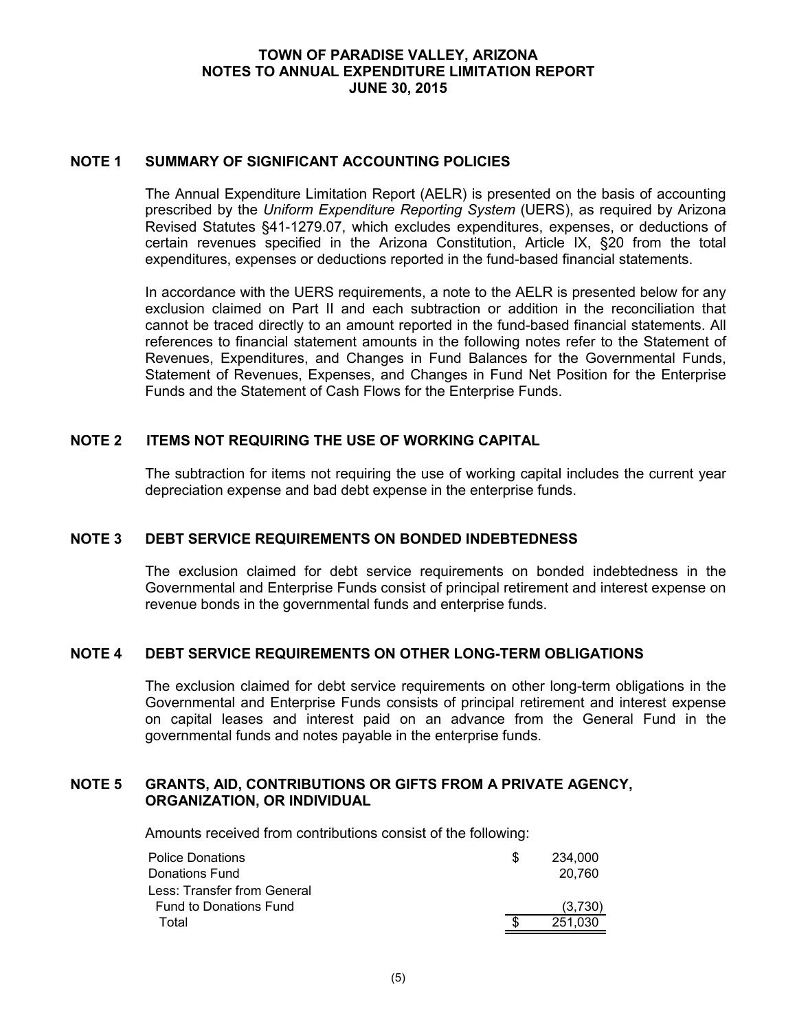# TOWN OF PARADISE VALLEY, ARIZONA
## NOTES TO ANNUAL EXPENDITURE LIMITATION REPORT
## JUNE 30, 2015

### NOTE 1 SUMMARY OF SIGNIFICANT ACCOUNTING POLICIES

The Annual Expenditure Limitation Report (AELR) is presented on the basis of accounting prescribed by the *Uniform Expenditure Reporting System* (UERS), as required by Arizona Revised Statutes §41-1279.07, which excludes expenditures, expenses, or deductions of certain revenues specified in the Arizona Constitution, Article IX, §20 from the total expenditures, expenses or deductions reported in the fund-based financial statements.

In accordance with the UERS requirements, a note to the AELR is presented below for any exclusion claimed on Part II and each subtraction or addition in the reconciliation that cannot be traced directly to an amount reported in the fund-based financial statements. All references to financial statement amounts in the following notes refer to the Statement of Revenues, Expenditures, and Changes in Fund Balances for the Governmental Funds, Statement of Revenues, Expenses, and Changes in Fund Net Position for the Enterprise Funds and the Statement of Cash Flows for the Enterprise Funds.

### NOTE 2 ITEMS NOT REQUIRING THE USE OF WORKING CAPITAL

The subtraction for items not requiring the use of working capital includes the current year depreciation expense and bad debt expense in the enterprise funds.

### NOTE 3 DEBT SERVICE REQUIREMENTS ON BONDED INDEBTEDNESS

The exclusion claimed for debt service requirements on bonded indebtedness in the Governmental and Enterprise Funds consist of principal retirement and interest expense on revenue bonds in the governmental funds and enterprise funds.

### NOTE 4 DEBT SERVICE REQUIREMENTS ON OTHER LONG-TERM OBLIGATIONS

The exclusion claimed for debt service requirements on other long-term obligations in the Governmental and Enterprise Funds consists of principal retirement and interest expense on capital leases and interest paid on an advance from the General Fund in the governmental funds and notes payable in the enterprise funds.

### NOTE 5 GRANTS, AID, CONTRIBUTIONS OR GIFTS FROM A PRIVATE AGENCY, ORGANIZATION, OR INDIVIDUAL

Amounts received from contributions consist of the following:

| | |
|---|---|
| Police Donations | $ 234,000 |
| Donations Fund | 20,760 |
| Less: Transfer from General Fund to Donations Fund | (3,730) |
| Total | $ 251,030 |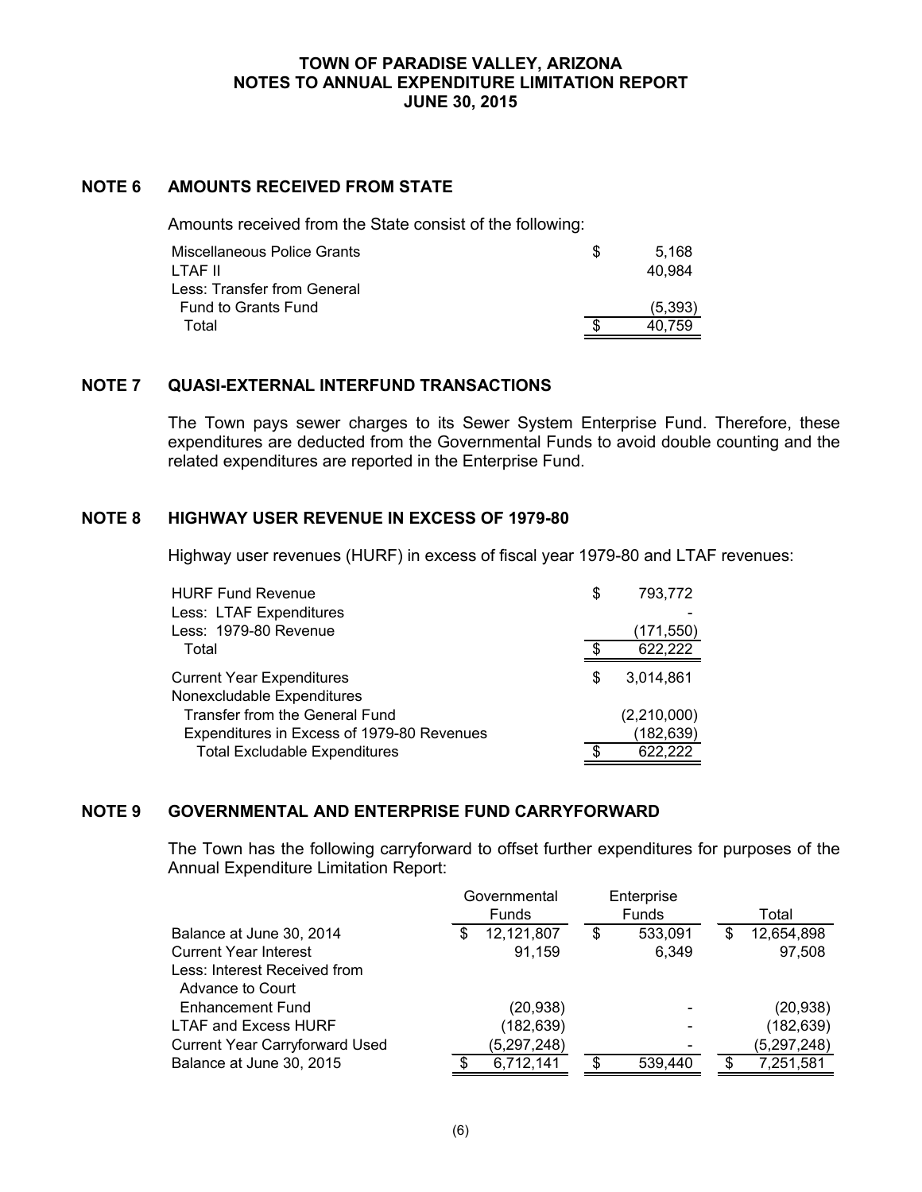**TOWN OF PARADISE VALLEY, ARIZONA**
**NOTES TO ANNUAL EXPENDITURE LIMITATION REPORT**
**JUNE 30, 2015**

## NOTE 6 AMOUNTS RECEIVED FROM STATE

Amounts received from the State consist of the following:

| | | |
|---|---|---|
| Miscellaneous Police Grants | $ | 5,168 |
| LTAF II | | 40,984 |
| Less: Transfer from General Fund to Grants Fund | | (5,393) |
| Total | $ | 40,759 |

## NOTE 7 QUASI-EXTERNAL INTERFUND TRANSACTIONS

The Town pays sewer charges to its Sewer System Enterprise Fund. Therefore, these expenditures are deducted from the Governmental Funds to avoid double counting and the related expenditures are reported in the Enterprise Fund.

## NOTE 8 HIGHWAY USER REVENUE IN EXCESS OF 1979-80

Highway user revenues (HURF) in excess of fiscal year 1979-80 and LTAF revenues:

| | | |
|---|---|---|
| HURF Fund Revenue | $ | 793,772 |
| Less: LTAF Expenditures | | - |
| Less: 1979-80 Revenue | | (171,550) |
| Total | $ | 622,222 |
| Current Year Expenditures | $ | 3,014,861 |
| Nonexcludable Expenditures | | |
| Transfer from the General Fund | | (2,210,000) |
| Expenditures in Excess of 1979-80 Revenues | | (182,639) |
| Total Excludable Expenditures | $ | 622,222 |

## NOTE 9 GOVERNMENTAL AND ENTERPRISE FUND CARRYFORWARD

The Town has the following carryforward to offset further expenditures for purposes of the Annual Expenditure Limitation Report:

| | Governmental Funds | Enterprise Funds | Total |
|---|---|---|---|
| Balance at June 30, 2014 | $ 12,121,807 | $ 533,091 | $ 12,654,898 |
| Current Year Interest | 91,159 | 6,349 | 97,508 |
| Less: Interest Received from Advance to Court Enhancement Fund | (20,938) | - | (20,938) |
| LTAF and Excess HURF | (182,639) | - | (182,639) |
| Current Year Carryforward Used | (5,297,248) | - | (5,297,248) |
| Balance at June 30, 2015 | $ 6,712,141 | $ 539,440 | $ 7,251,581 |